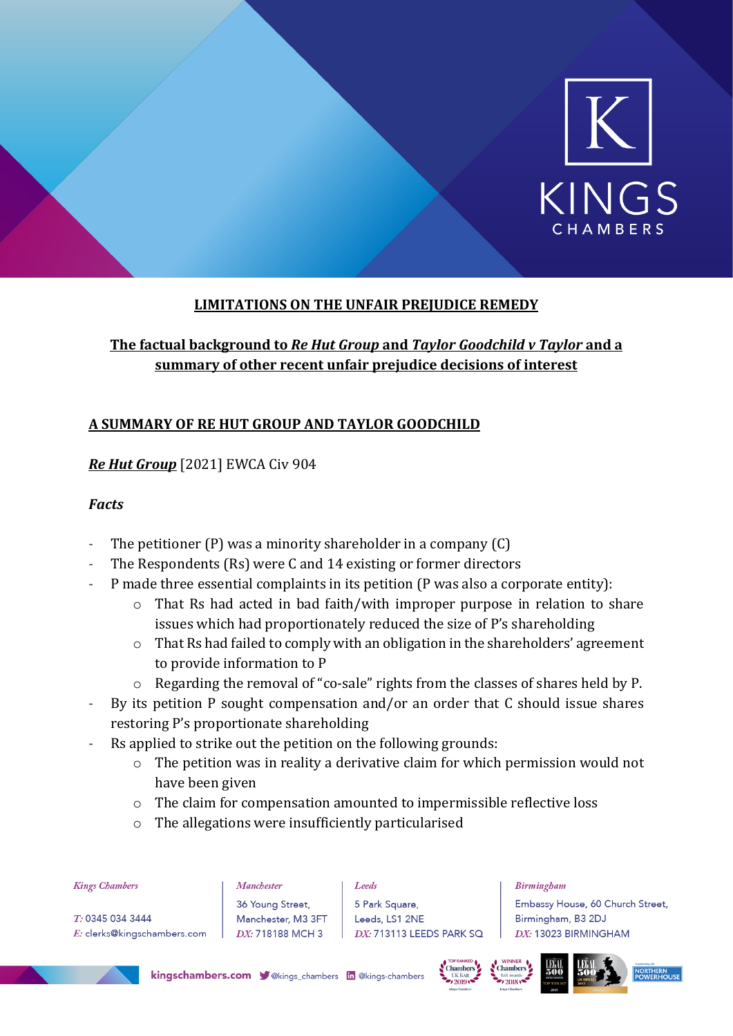**LIMITATIONS ON THE UNFAIR PREJUDICE REMEDY**

**The factual background to *Re Hut Group* and *Taylor Goodchild v Taylor* and a summary of other recent unfair prejudice decisions of interest**

## A SUMMARY OF RE HUT GROUP AND TAYLOR GOODCHILD

***Re Hut Group*** [2021] EWCA Civ 904

***Facts***

- The petitioner (P) was a minority shareholder in a company (C)
- The Respondents (Rs) were C and 14 existing or former directors
- P made three essential complaints in its petition (P was also a corporate entity):
    - That Rs had acted in bad faith/with improper purpose in relation to share issues which had proportionately reduced the size of P's shareholding
    - That Rs had failed to comply with an obligation in the shareholders' agreement to provide information to P
    - Regarding the removal of "co-sale" rights from the classes of shares held by P.
- By its petition P sought compensation and/or an order that C should issue shares restoring P's proportionate shareholding
- Rs applied to strike out the petition on the following grounds:
    - The petition was in reality a derivative claim for which permission would not have been given
    - The claim for compensation amounted to impermissible reflective loss
    - The allegations were insufficiently particularised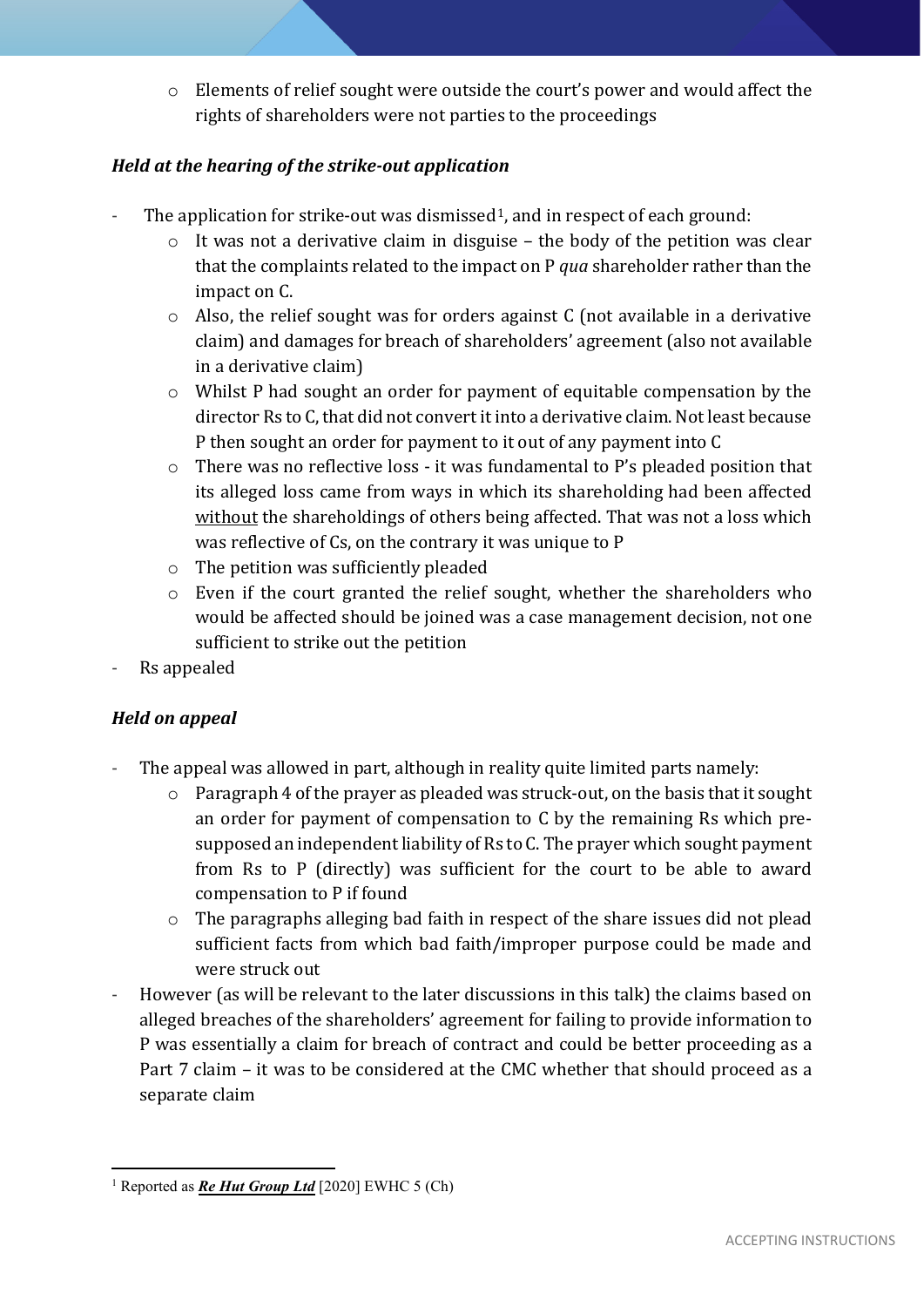- Elements of relief sought were outside the court's power and would affect the rights of shareholders were not parties to the proceedings

***Held at the hearing of the strike-out application***

- The application for strike-out was dismissed[1], and in respect of each ground:
  - It was not a derivative claim in disguise – the body of the petition was clear that the complaints related to the impact on P *qua* shareholder rather than the impact on C.
  - Also, the relief sought was for orders against C (not available in a derivative claim) and damages for breach of shareholders' agreement (also not available in a derivative claim)
  - Whilst P had sought an order for payment of equitable compensation by the director Rs to C, that did not convert it into a derivative claim. Not least because P then sought an order for payment to it out of any payment into C
  - There was no reflective loss - it was fundamental to P's pleaded position that its alleged loss came from ways in which its shareholding had been affected <u>without</u> the shareholdings of others being affected. That was not a loss which was reflective of Cs, on the contrary it was unique to P
  - The petition was sufficiently pleaded
  - Even if the court granted the relief sought, whether the shareholders who would be affected should be joined was a case management decision, not one sufficient to strike out the petition
- Rs appealed

***Held on appeal***

- The appeal was allowed in part, although in reality quite limited parts namely:
  - Paragraph 4 of the prayer as pleaded was struck-out, on the basis that it sought an order for payment of compensation to C by the remaining Rs which pre-supposed an independent liability of Rs to C. The prayer which sought payment from Rs to P (directly) was sufficient for the court to be able to award compensation to P if found
  - The paragraphs alleging bad faith in respect of the share issues did not plead sufficient facts from which bad faith/improper purpose could be made and were struck out
- However (as will be relevant to the later discussions in this talk) the claims based on alleged breaches of the shareholders' agreement for failing to provide information to P was essentially a claim for breach of contract and could be better proceeding as a Part 7 claim – it was to be considered at the CMC whether that should proceed as a separate claim

[1] Reported as ***<u>Re Hut Group Ltd</u>*** [2020] EWHC 5 (Ch)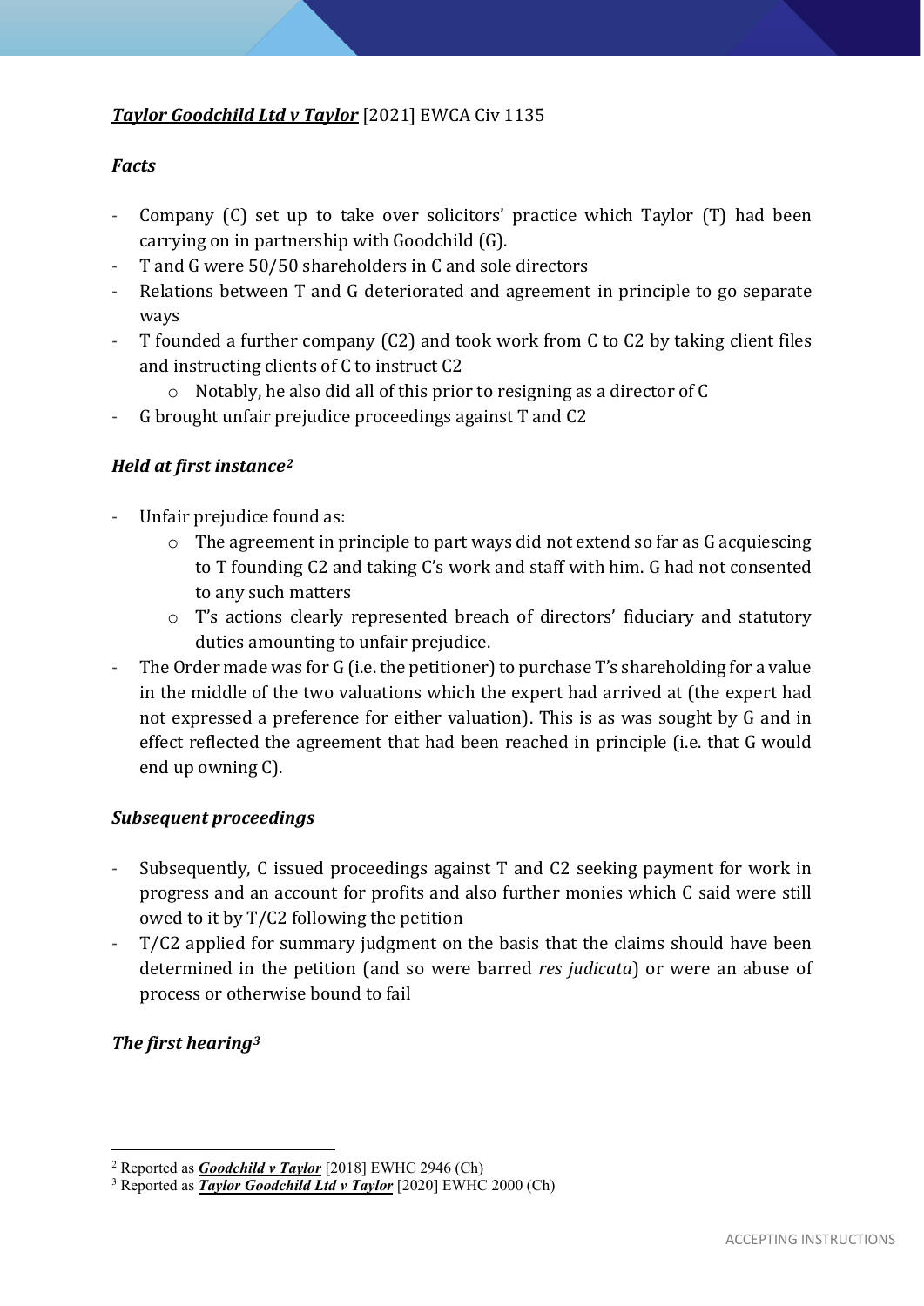***Taylor Goodchild Ltd v Taylor*** [2021] EWCA Civ 1135

***Facts***

- Company (C) set up to take over solicitors' practice which Taylor (T) had been carrying on in partnership with Goodchild (G).
- T and G were 50/50 shareholders in C and sole directors
- Relations between T and G deteriorated and agreement in principle to go separate ways
- T founded a further company (C2) and took work from C to C2 by taking client files and instructing clients of C to instruct C2
  - Notably, he also did all of this prior to resigning as a director of C
- G brought unfair prejudice proceedings against T and C2

***Held at first instance[2]***

- Unfair prejudice found as:
  - The agreement in principle to part ways did not extend so far as G acquiescing to T founding C2 and taking C's work and staff with him. G had not consented to any such matters
  - T's actions clearly represented breach of directors' fiduciary and statutory duties amounting to unfair prejudice.
- The Order made was for G (i.e. the petitioner) to purchase T's shareholding for a value in the middle of the two valuations which the expert had arrived at (the expert had not expressed a preference for either valuation). This is as was sought by G and in effect reflected the agreement that had been reached in principle (i.e. that G would end up owning C).

***Subsequent proceedings***

- Subsequently, C issued proceedings against T and C2 seeking payment for work in progress and an account for profits and also further monies which C said were still owed to it by T/C2 following the petition
- T/C2 applied for summary judgment on the basis that the claims should have been determined in the petition (and so were barred *res judicata*) or were an abuse of process or otherwise bound to fail

***The first hearing[3]***

[2] Reported as ***Goodchild v Taylor*** [2018] EWHC 2946 (Ch)

[3] Reported as ***Taylor Goodchild Ltd v Taylor*** [2020] EWHC 2000 (Ch)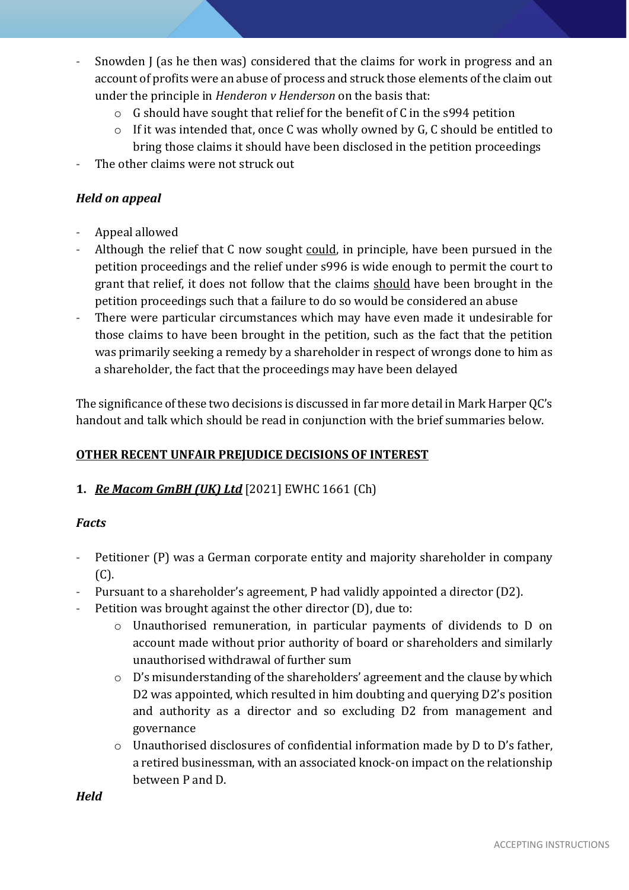- Snowden J (as he then was) considered that the claims for work in progress and an account of profits were an abuse of process and struck those elements of the claim out under the principle in *Henderon v Henderson* on the basis that:
    - G should have sought that relief for the benefit of C in the s994 petition
    - If it was intended that, once C was wholly owned by G, C should be entitled to bring those claims it should have been disclosed in the petition proceedings
- The other claims were not struck out

***Held on appeal***

- Appeal allowed
- Although the relief that C now sought <u>could</u>, in principle, have been pursued in the petition proceedings and the relief under s996 is wide enough to permit the court to grant that relief, it does not follow that the claims <u>should</u> have been brought in the petition proceedings such that a failure to do so would be considered an abuse
- There were particular circumstances which may have even made it undesirable for those claims to have been brought in the petition, such as the fact that the petition was primarily seeking a remedy by a shareholder in respect of wrongs done to him as a shareholder, the fact that the proceedings may have been delayed

The significance of these two decisions is discussed in far more detail in Mark Harper QC's handout and talk which should be read in conjunction with the brief summaries below.

**<u>OTHER RECENT UNFAIR PREJUDICE DECISIONS OF INTEREST</u>**

**1. *<u>Re Macom GmBH (UK) Ltd</u>*** [2021] EWHC 1661 (Ch)

***Facts***

- Petitioner (P) was a German corporate entity and majority shareholder in company (C).
- Pursuant to a shareholder's agreement, P had validly appointed a director (D2).
- Petition was brought against the other director (D), due to:
    - Unauthorised remuneration, in particular payments of dividends to D on account made without prior authority of board or shareholders and similarly unauthorised withdrawal of further sum
    - D's misunderstanding of the shareholders' agreement and the clause by which D2 was appointed, which resulted in him doubting and querying D2's position and authority as a director and so excluding D2 from management and governance
    - Unauthorised disclosures of confidential information made by D to D's father, a retired businessman, with an associated knock-on impact on the relationship between P and D.

***Held***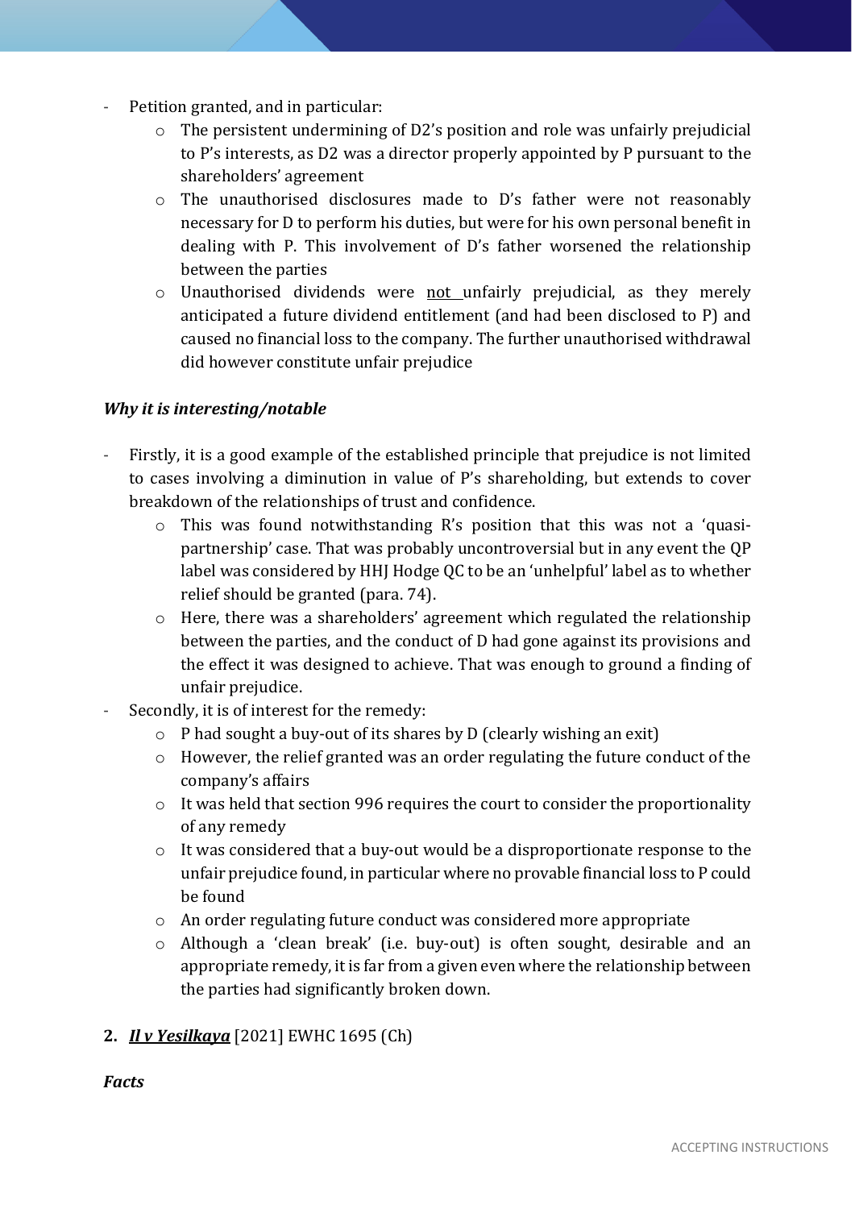- Petition granted, and in particular:
    - The persistent undermining of D2's position and role was unfairly prejudicial to P's interests, as D2 was a director properly appointed by P pursuant to the shareholders' agreement
    - The unauthorised disclosures made to D's father were not reasonably necessary for D to perform his duties, but were for his own personal benefit in dealing with P. This involvement of D's father worsened the relationship between the parties
    - Unauthorised dividends were <u>not</u> unfairly prejudicial, as they merely anticipated a future dividend entitlement (and had been disclosed to P) and caused no financial loss to the company. The further unauthorised withdrawal did however constitute unfair prejudice

***Why it is interesting/notable***

- Firstly, it is a good example of the established principle that prejudice is not limited to cases involving a diminution in value of P's shareholding, but extends to cover breakdown of the relationships of trust and confidence.
    - This was found notwithstanding R's position that this was not a 'quasi-partnership' case. That was probably uncontroversial but in any event the QP label was considered by HHJ Hodge QC to be an 'unhelpful' label as to whether relief should be granted (para. 74).
    - Here, there was a shareholders' agreement which regulated the relationship between the parties, and the conduct of D had gone against its provisions and the effect it was designed to achieve. That was enough to ground a finding of unfair prejudice.
- Secondly, it is of interest for the remedy:
    - P had sought a buy-out of its shares by D (clearly wishing an exit)
    - However, the relief granted was an order regulating the future conduct of the company's affairs
    - It was held that section 996 requires the court to consider the proportionality of any remedy
    - It was considered that a buy-out would be a disproportionate response to the unfair prejudice found, in particular where no provable financial loss to P could be found
    - An order regulating future conduct was considered more appropriate
    - Although a 'clean break' (i.e. buy-out) is often sought, desirable and an appropriate remedy, it is far from a given even where the relationship between the parties had significantly broken down.

**2. *<u>Il v Yesilkaya</u>*** [2021] EWHC 1695 (Ch)

***Facts***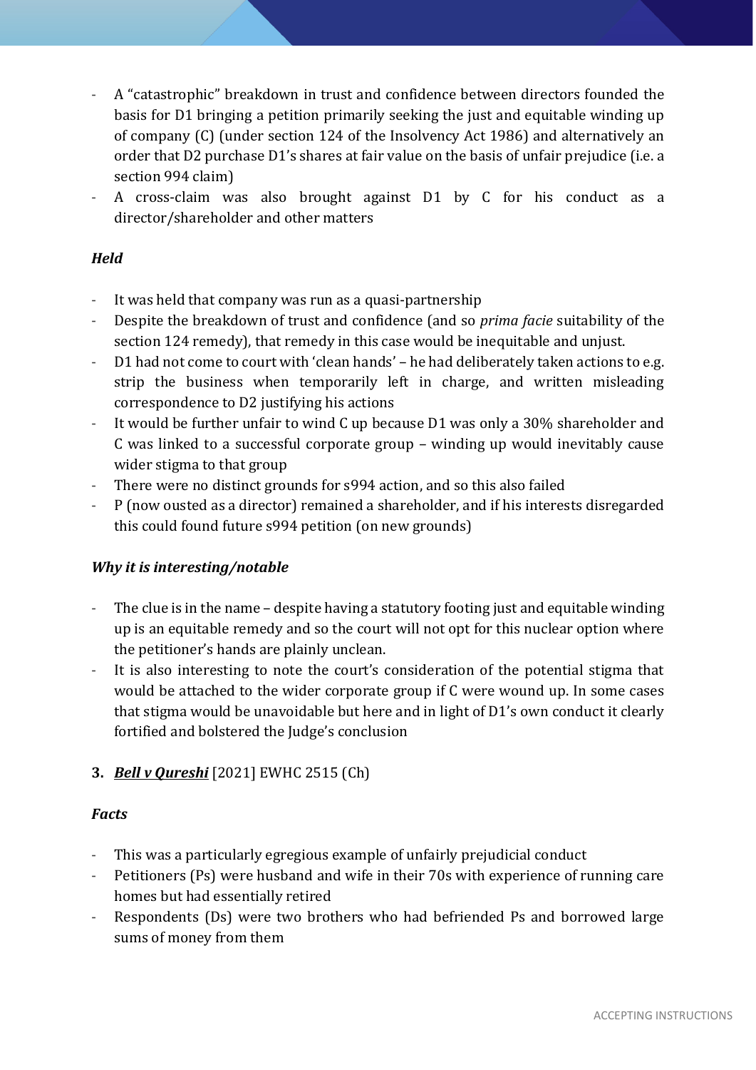- A "catastrophic" breakdown in trust and confidence between directors founded the basis for D1 bringing a petition primarily seeking the just and equitable winding up of company (C) (under section 124 of the Insolvency Act 1986) and alternatively an order that D2 purchase D1's shares at fair value on the basis of unfair prejudice (i.e. a section 994 claim)
- A cross-claim was also brought against D1 by C for his conduct as a director/shareholder and other matters

### *Held*

- It was held that company was run as a quasi-partnership
- Despite the breakdown of trust and confidence (and so *prima facie* suitability of the section 124 remedy), that remedy in this case would be inequitable and unjust.
- D1 had not come to court with 'clean hands' – he had deliberately taken actions to e.g. strip the business when temporarily left in charge, and written misleading correspondence to D2 justifying his actions
- It would be further unfair to wind C up because D1 was only a 30% shareholder and C was linked to a successful corporate group – winding up would inevitably cause wider stigma to that group
- There were no distinct grounds for s994 action, and so this also failed
- P (now ousted as a director) remained a shareholder, and if his interests disregarded this could found future s994 petition (on new grounds)

### *Why it is interesting/notable*

- The clue is in the name – despite having a statutory footing just and equitable winding up is an equitable remedy and so the court will not opt for this nuclear option where the petitioner's hands are plainly unclean.
- It is also interesting to note the court's consideration of the potential stigma that would be attached to the wider corporate group if C were wound up. In some cases that stigma would be unavoidable but here and in light of D1's own conduct it clearly fortified and bolstered the Judge's conclusion

## 3. ***Bell v Qureshi*** [2021] EWHC 2515 (Ch)

### *Facts*

- This was a particularly egregious example of unfairly prejudicial conduct
- Petitioners (Ps) were husband and wife in their 70s with experience of running care homes but had essentially retired
- Respondents (Ds) were two brothers who had befriended Ps and borrowed large sums of money from them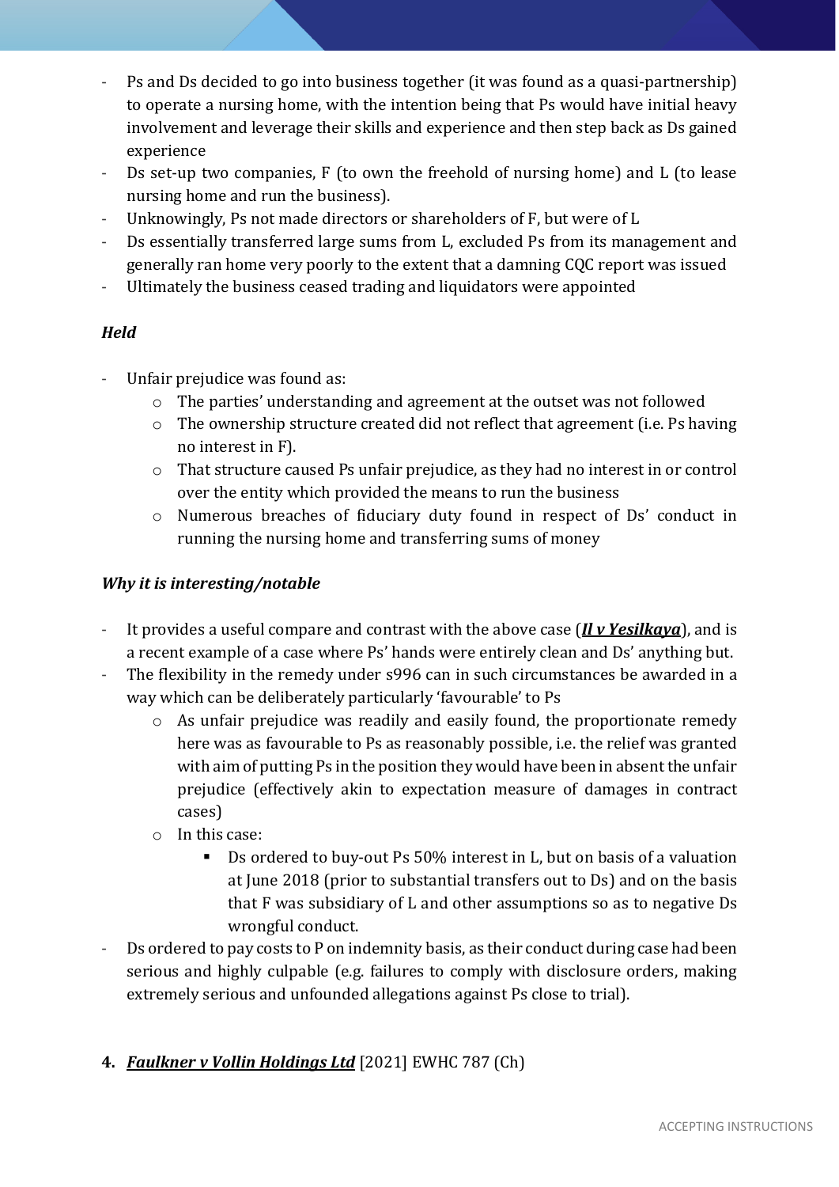- Ps and Ds decided to go into business together (it was found as a quasi-partnership) to operate a nursing home, with the intention being that Ps would have initial heavy involvement and leverage their skills and experience and then step back as Ds gained experience
- Ds set-up two companies, F (to own the freehold of nursing home) and L (to lease nursing home and run the business).
- Unknowingly, Ps not made directors or shareholders of F, but were of L
- Ds essentially transferred large sums from L, excluded Ps from its management and generally ran home very poorly to the extent that a damning CQC report was issued
- Ultimately the business ceased trading and liquidators were appointed

***Held***

- Unfair prejudice was found as:
  - The parties' understanding and agreement at the outset was not followed
  - The ownership structure created did not reflect that agreement (i.e. Ps having no interest in F).
  - That structure caused Ps unfair prejudice, as they had no interest in or control over the entity which provided the means to run the business
  - Numerous breaches of fiduciary duty found in respect of Ds' conduct in running the nursing home and transferring sums of money

***Why it is interesting/notable***

- It provides a useful compare and contrast with the above case (***Il v Yesilkaya***), and is a recent example of a case where Ps' hands were entirely clean and Ds' anything but.
- The flexibility in the remedy under s996 can in such circumstances be awarded in a way which can be deliberately particularly 'favourable' to Ps
  - As unfair prejudice was readily and easily found, the proportionate remedy here was as favourable to Ps as reasonably possible, i.e. the relief was granted with aim of putting Ps in the position they would have been in absent the unfair prejudice (effectively akin to expectation measure of damages in contract cases)
  - In this case:
    - Ds ordered to buy-out Ps 50% interest in L, but on basis of a valuation at June 2018 (prior to substantial transfers out to Ds) and on the basis that F was subsidiary of L and other assumptions so as to negative Ds wrongful conduct.
- Ds ordered to pay costs to P on indemnity basis, as their conduct during case had been serious and highly culpable (e.g. failures to comply with disclosure orders, making extremely serious and unfounded allegations against Ps close to trial).

**4. *Faulkner v Vollin Holdings Ltd*** [2021] EWHC 787 (Ch)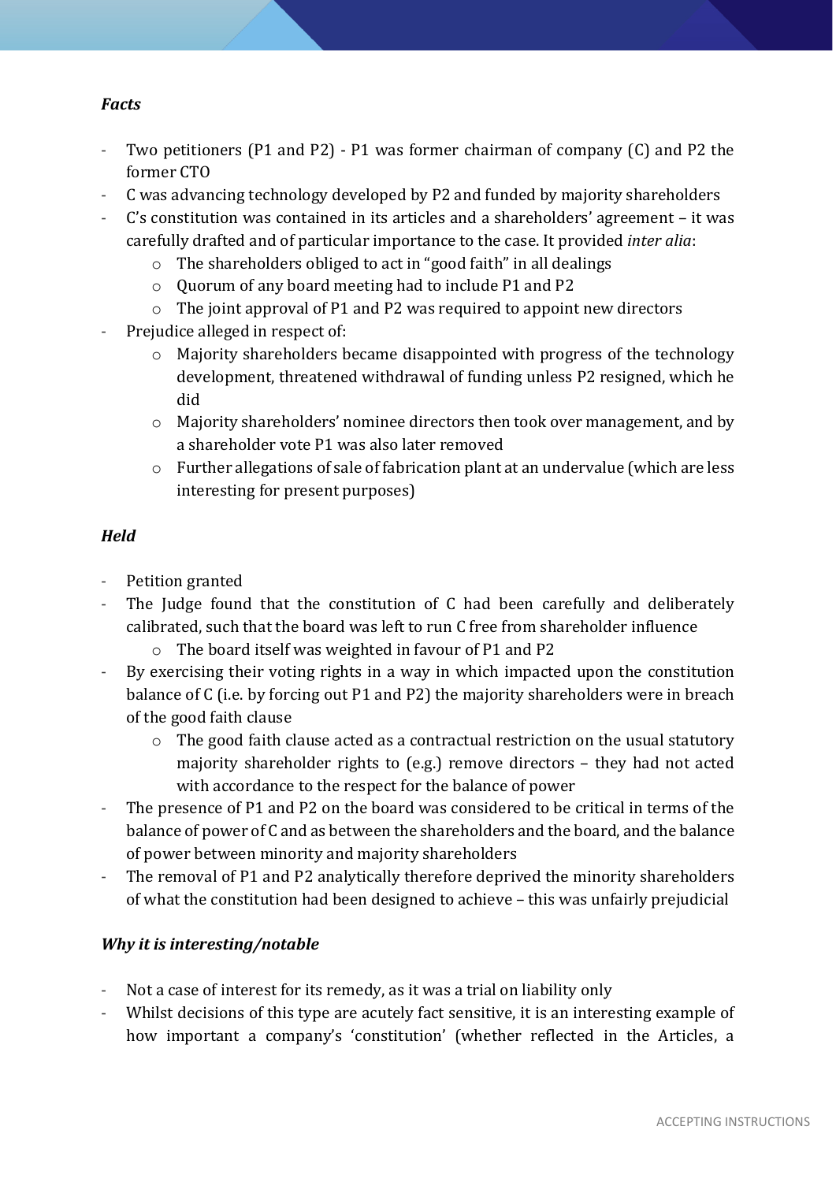### *Facts*

- Two petitioners (P1 and P2) - P1 was former chairman of company (C) and P2 the former CTO
- C was advancing technology developed by P2 and funded by majority shareholders
- C's constitution was contained in its articles and a shareholders' agreement – it was carefully drafted and of particular importance to the case. It provided *inter alia*:
    - The shareholders obliged to act in "good faith" in all dealings
    - Quorum of any board meeting had to include P1 and P2
    - The joint approval of P1 and P2 was required to appoint new directors
- Prejudice alleged in respect of:
    - Majority shareholders became disappointed with progress of the technology development, threatened withdrawal of funding unless P2 resigned, which he did
    - Majority shareholders' nominee directors then took over management, and by a shareholder vote P1 was also later removed
    - Further allegations of sale of fabrication plant at an undervalue (which are less interesting for present purposes)

### *Held*

- Petition granted
- The Judge found that the constitution of C had been carefully and deliberately calibrated, such that the board was left to run C free from shareholder influence
    - The board itself was weighted in favour of P1 and P2
- By exercising their voting rights in a way in which impacted upon the constitution balance of C (i.e. by forcing out P1 and P2) the majority shareholders were in breach of the good faith clause
    - The good faith clause acted as a contractual restriction on the usual statutory majority shareholder rights to (e.g.) remove directors – they had not acted with accordance to the respect for the balance of power
- The presence of P1 and P2 on the board was considered to be critical in terms of the balance of power of C and as between the shareholders and the board, and the balance of power between minority and majority shareholders
- The removal of P1 and P2 analytically therefore deprived the minority shareholders of what the constitution had been designed to achieve – this was unfairly prejudicial

### *Why it is interesting/notable*

- Not a case of interest for its remedy, as it was a trial on liability only
- Whilst decisions of this type are acutely fact sensitive, it is an interesting example of how important a company's 'constitution' (whether reflected in the Articles, a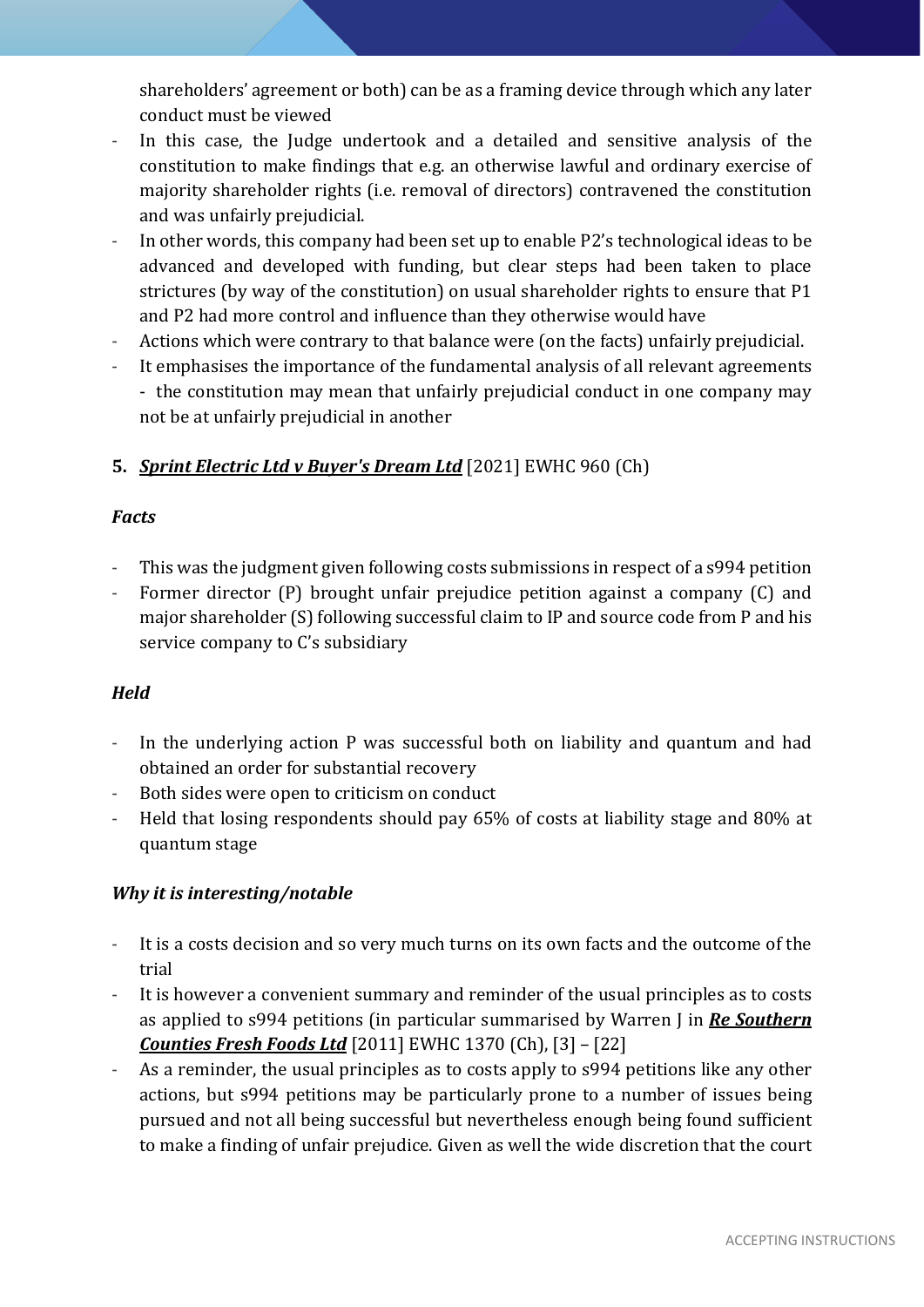shareholders' agreement or both) can be as a framing device through which any later conduct must be viewed
- In this case, the Judge undertook and a detailed and sensitive analysis of the constitution to make findings that e.g. an otherwise lawful and ordinary exercise of majority shareholder rights (i.e. removal of directors) contravened the constitution and was unfairly prejudicial.
- In other words, this company had been set up to enable P2's technological ideas to be advanced and developed with funding, but clear steps had been taken to place strictures (by way of the constitution) on usual shareholder rights to ensure that P1 and P2 had more control and influence than they otherwise would have
- Actions which were contrary to that balance were (on the facts) unfairly prejudicial.
- It emphasises the importance of the fundamental analysis of all relevant agreements - the constitution may mean that unfairly prejudicial conduct in one company may not be at unfairly prejudicial in another

**5.** ***Sprint Electric Ltd v Buyer's Dream Ltd*** [2021] EWHC 960 (Ch)

***Facts***

- This was the judgment given following costs submissions in respect of a s994 petition
- Former director (P) brought unfair prejudice petition against a company (C) and major shareholder (S) following successful claim to IP and source code from P and his service company to C's subsidiary

***Held***

- In the underlying action P was successful both on liability and quantum and had obtained an order for substantial recovery
- Both sides were open to criticism on conduct
- Held that losing respondents should pay 65% of costs at liability stage and 80% at quantum stage

***Why it is interesting/notable***

- It is a costs decision and so very much turns on its own facts and the outcome of the trial
- It is however a convenient summary and reminder of the usual principles as to costs as applied to s994 petitions (in particular summarised by Warren J in ***Re Southern Counties Fresh Foods Ltd*** [2011] EWHC 1370 (Ch), [3] – [22]
- As a reminder, the usual principles as to costs apply to s994 petitions like any other actions, but s994 petitions may be particularly prone to a number of issues being pursued and not all being successful but nevertheless enough being found sufficient to make a finding of unfair prejudice. Given as well the wide discretion that the court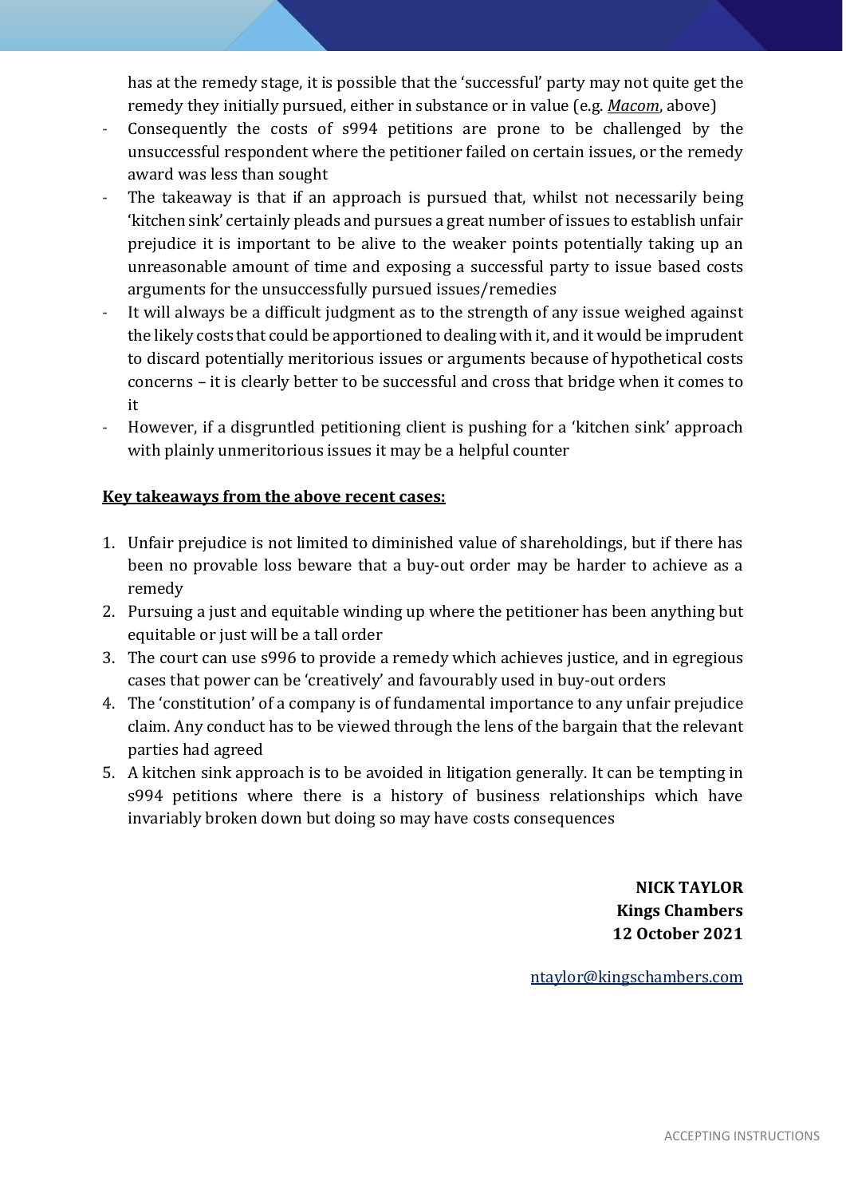has at the remedy stage, it is possible that the 'successful' party may not quite get the remedy they initially pursued, either in substance or in value (e.g. *Macom*, above)

- Consequently the costs of s994 petitions are prone to be challenged by the unsuccessful respondent where the petitioner failed on certain issues, or the remedy award was less than sought
- The takeaway is that if an approach is pursued that, whilst not necessarily being 'kitchen sink' certainly pleads and pursues a great number of issues to establish unfair prejudice it is important to be alive to the weaker points potentially taking up an unreasonable amount of time and exposing a successful party to issue based costs arguments for the unsuccessfully pursued issues/remedies
- It will always be a difficult judgment as to the strength of any issue weighed against the likely costs that could be apportioned to dealing with it, and it would be imprudent to discard potentially meritorious issues or arguments because of hypothetical costs concerns – it is clearly better to be successful and cross that bridge when it comes to it
- However, if a disgruntled petitioning client is pushing for a 'kitchen sink' approach with plainly unmeritorious issues it may be a helpful counter

**Key takeaways from the above recent cases:**

1. Unfair prejudice is not limited to diminished value of shareholdings, but if there has been no provable loss beware that a buy-out order may be harder to achieve as a remedy
2. Pursuing a just and equitable winding up where the petitioner has been anything but equitable or just will be a tall order
3. The court can use s996 to provide a remedy which achieves justice, and in egregious cases that power can be 'creatively' and favourably used in buy-out orders
4. The 'constitution' of a company is of fundamental importance to any unfair prejudice claim. Any conduct has to be viewed through the lens of the bargain that the relevant parties had agreed
5. A kitchen sink approach is to be avoided in litigation generally. It can be tempting in s994 petitions where there is a history of business relationships which have invariably broken down but doing so may have costs consequences

**NICK TAYLOR**
**Kings Chambers**
**12 October 2021**

ntaylor@kingschambers.com